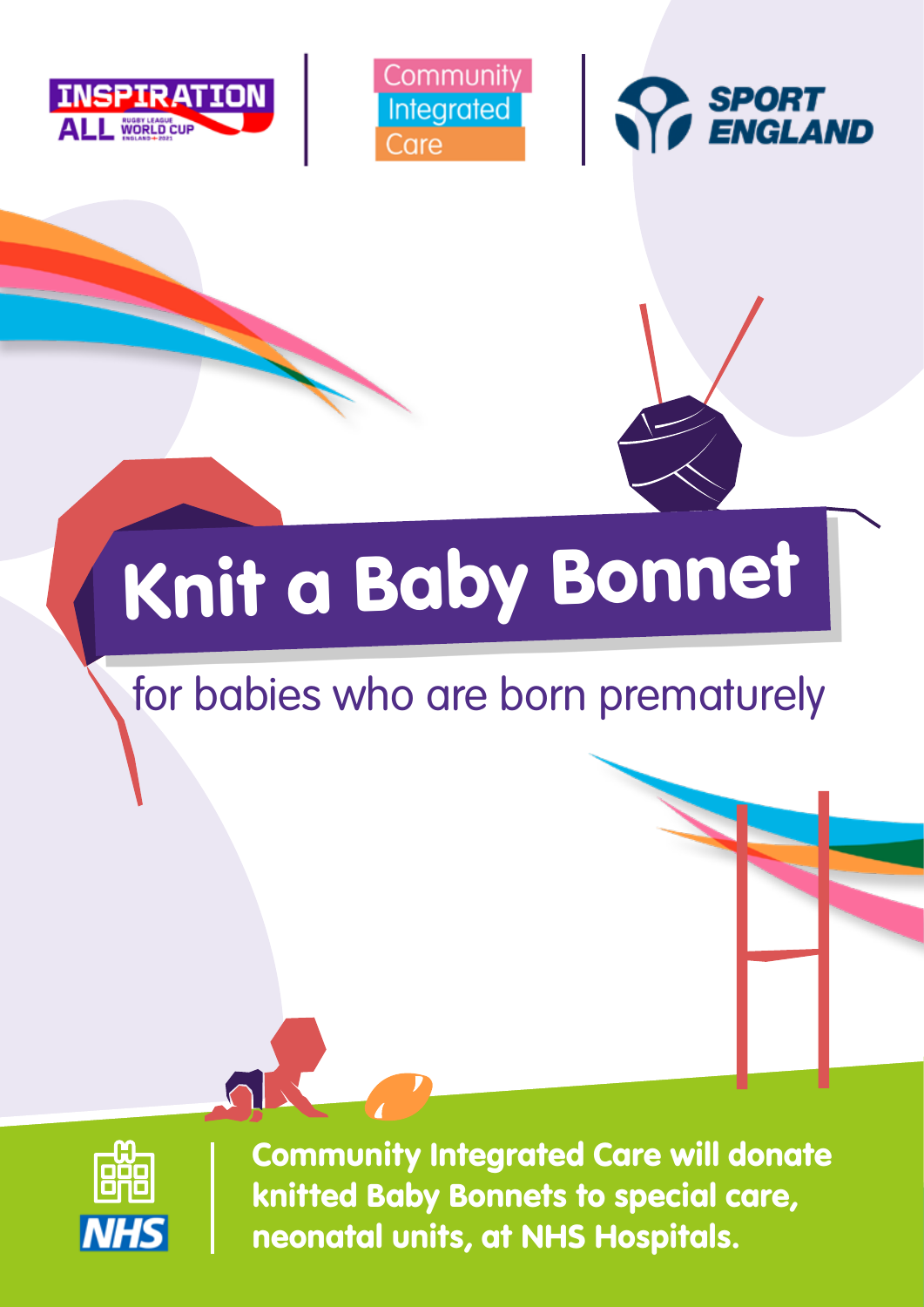INSPIRATION ALL | Rugby League World Cup England 2021

Community Integrated Care

Sport England

# Knit a Baby Bonnet

## for babies who are born prematurely

NHS

**Community Integrated Care will donate knitted Baby Bonnets to special care, neonatal units, at NHS Hospitals.**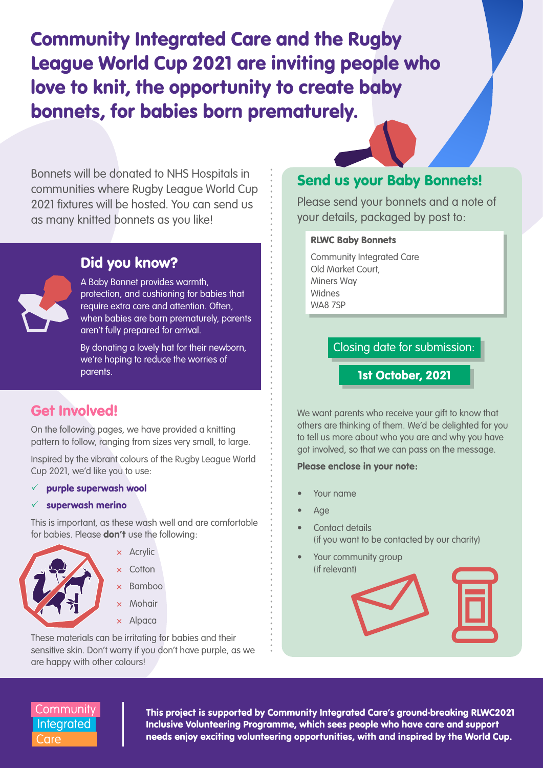# Community Integrated Care and the Rugby League World Cup 2021 are inviting people who love to knit, the opportunity to create baby bonnets, for babies born prematurely.

Bonnets will be donated to NHS Hospitals in communities where Rugby League World Cup 2021 fixtures will be hosted. You can send us as many knitted bonnets as you like!

## Did you know?

A Baby Bonnet provides warmth, protection, and cushioning for babies that require extra care and attention. Often, when babies are born prematurely, parents aren't fully prepared for arrival.

By donating a lovely hat for their newborn, we're hoping to reduce the worries of parents.

## Get Involved!

On the following pages, we have provided a knitting pattern to follow, ranging from sizes very small, to large.

Inspired by the vibrant colours of the Rugby League World Cup 2021, we'd like you to use:

- ✓ **purple superwash wool**
- ✓ **superwash merino**

This is important, as these wash well and are comfortable for babies. Please **don't** use the following:

- × Acrylic
- × Cotton
- × Bamboo
- × Mohair
- × Alpaca

These materials can be irritating for babies and their sensitive skin. Don't worry if you don't have purple, as we are happy with other colours!

## Send us your Baby Bonnets!

Please send your bonnets and a note of your details, packaged by post to:

**RLWC Baby Bonnets**
Community Integrated Care
Old Market Court,
Miners Way
Widnes
WA8 7SP

Closing date for submission:

**1st October, 2021**

We want parents who receive your gift to know that others are thinking of them. We'd be delighted for you to tell us more about who you are and why you have got involved, so that we can pass on the message.

**Please enclose in your note:**

- Your name
- Age
- Contact details (if you want to be contacted by our charity)
- Your community group (if relevant)

Community Integrated Care

**This project is supported by Community Integrated Care's ground-breaking RLWC2021 Inclusive Volunteering Programme, which sees people who have care and support needs enjoy exciting volunteering opportunities, with and inspired by the World Cup.**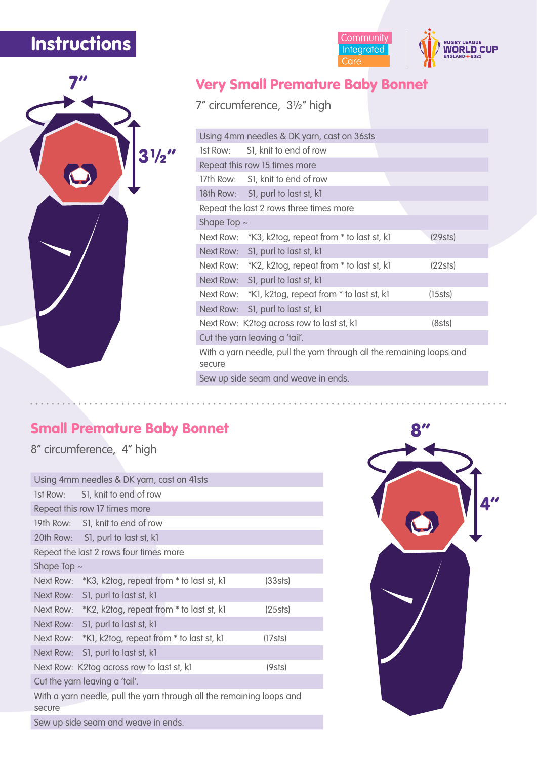# Instructions

Community Integrated Care

RUGBY LEAGUE WORLD CUP ENGLAND 2021

7″

3½″

## Very Small Premature Baby Bonnet

7″ circumference, 3½″ high

| | | |
|---|---|---|
| Using 4mm needles & DK yarn, cast on 36sts | | |
| 1st Row: | Sl, knit to end of row | |
| Repeat this row 15 times more | | |
| 17th Row: | Sl, knit to end of row | |
| 18th Row: | Sl, purl to last st, k1 | |
| Repeat the last 2 rows three times more | | |
| Shape Top ~ | | |
| Next Row: | *K3, k2tog, repeat from * to last st, k1 | (29sts) |
| Next Row: | Sl, purl to last st, k1 | |
| Next Row: | *K2, k2tog, repeat from * to last st, k1 | (22sts) |
| Next Row: | Sl, purl to last st, k1 | |
| Next Row: | *K1, k2tog, repeat from * to last st, k1 | (15sts) |
| Next Row: | Sl, purl to last st, k1 | |
| Next Row: | K2tog across row to last st, k1 | (8sts) |
| Cut the yarn leaving a 'tail'. | | |
| With a yarn needle, pull the yarn through all the remaining loops and secure | | |
| Sew up side seam and weave in ends. | | |

## Small Premature Baby Bonnet

8″ circumference, 4″ high

| | | |
|---|---|---|
| Using 4mm needles & DK yarn, cast on 41sts | | |
| 1st Row: | Sl, knit to end of row | |
| Repeat this row 17 times more | | |
| 19th Row: | Sl, knit to end of row | |
| 20th Row: | Sl, purl to last st, k1 | |
| Repeat the last 2 rows four times more | | |
| Shape Top ~ | | |
| Next Row: | *K3, k2tog, repeat from * to last st, k1 | (33sts) |
| Next Row: | Sl, purl to last st, k1 | |
| Next Row: | *K2, k2tog, repeat from * to last st, k1 | (25sts) |
| Next Row: | Sl, purl to last st, k1 | |
| Next Row: | *K1, k2tog, repeat from * to last st, k1 | (17sts) |
| Next Row: | Sl, purl to last st, k1 | |
| Next Row: | K2tog across row to last st, k1 | (9sts) |
| Cut the yarn leaving a 'tail'. | | |
| With a yarn needle, pull the yarn through all the remaining loops and secure | | |
| Sew up side seam and weave in ends. | | |

8″

4″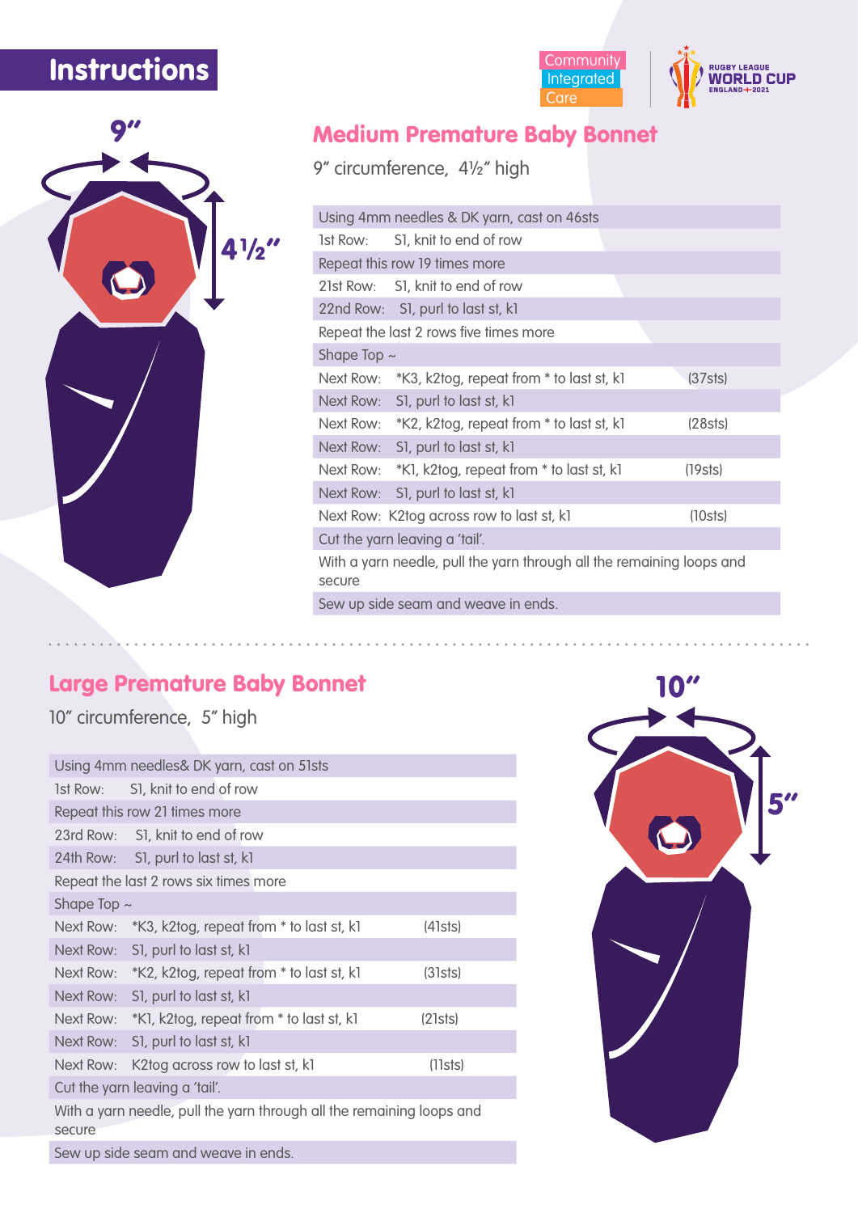# Instructions

Community
Integrated
Care

RUGBY LEAGUE
WORLD CUP
ENGLAND 2021

9"

4½"

## Medium Premature Baby Bonnet

9" circumference, 4½" high

| | | |
|---|---|---|
| Using 4mm needles & DK yarn, cast on 46sts | | |
| 1st Row: | S1, knit to end of row | |
| Repeat this row 19 times more | | |
| 21st Row: | S1, knit to end of row | |
| 22nd Row: | S1, purl to last st, k1 | |
| Repeat the last 2 rows five times more | | |
| Shape Top ~ | | |
| Next Row: | *K3, k2tog, repeat from * to last st, k1 | (37sts) |
| Next Row: | S1, purl to last st, k1 | |
| Next Row: | *K2, k2tog, repeat from * to last st, k1 | (28sts) |
| Next Row: | S1, purl to last st, k1 | |
| Next Row: | *K1, k2tog, repeat from * to last st, k1 | (19sts) |
| Next Row: | S1, purl to last st, k1 | |
| Next Row: | K2tog across row to last st, k1 | (10sts) |
| Cut the yarn leaving a 'tail'. | | |
| With a yarn needle, pull the yarn through all the remaining loops and secure | | |
| Sew up side seam and weave in ends. | | |

## Large Premature Baby Bonnet

10" circumference, 5" high

| | | |
|---|---|---|
| Using 4mm needles& DK yarn, cast on 51sts | | |
| 1st Row: | S1, knit to end of row | |
| Repeat this row 21 times more | | |
| 23rd Row: | S1, knit to end of row | |
| 24th Row: | S1, purl to last st, k1 | |
| Repeat the last 2 rows six times more | | |
| Shape Top ~ | | |
| Next Row: | *K3, k2tog, repeat from * to last st, k1 | (41sts) |
| Next Row: | S1, purl to last st, k1 | |
| Next Row: | *K2, k2tog, repeat from * to last st, k1 | (31sts) |
| Next Row: | S1, purl to last st, k1 | |
| Next Row: | *K1, k2tog, repeat from * to last st, k1 | (21sts) |
| Next Row: | S1, purl to last st, k1 | |
| Next Row: | K2tog across row to last st, k1 | (11sts) |
| Cut the yarn leaving a 'tail'. | | |
| With a yarn needle, pull the yarn through all the remaining loops and secure | | |
| Sew up side seam and weave in ends. | | |

10"

5"